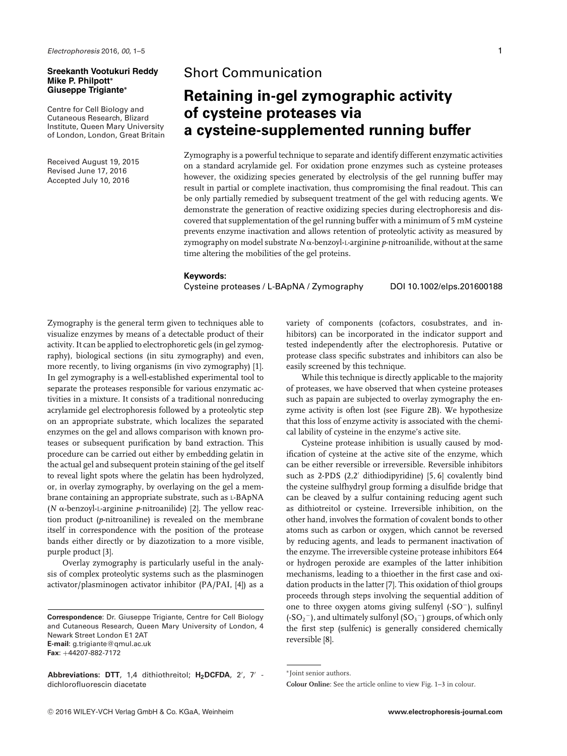**Sreekanth Vootukuri Reddy**
**Mike P. Philpott***
**Giuseppe Trigiante***

Centre for Cell Biology and Cutaneous Research, Blizard Institute, Queen Mary University of London, London, Great Britain

Received August 19, 2015
Revised June 17, 2016
Accepted July 10, 2016

## Short Communication

# Retaining in-gel zymographic activity of cysteine proteases via a cysteine-supplemented running buffer

Zymography is a powerful technique to separate and identify different enzymatic activities on a standard acrylamide gel. For oxidation prone enzymes such as cysteine proteases however, the oxidizing species generated by electrolysis of the gel running buffer may result in partial or complete inactivation, thus compromising the final readout. This can be only partially remedied by subsequent treatment of the gel with reducing agents. We demonstrate the generation of reactive oxidizing species during electrophoresis and discovered that supplementation of the gel running buffer with a minimum of 5 mM cysteine prevents enzyme inactivation and allows retention of proteolytic activity as measured by zymography on model substrate *N* α-benzoyl-L-arginine *p*-nitroanilide, without at the same time altering the mobilities of the gel proteins.

**Keywords:**

Cysteine proteases / L-BApNA / Zymography

DOI 10.1002/elps.201600188

Zymography is the general term given to techniques able to visualize enzymes by means of a detectable product of their activity. It can be applied to electrophoretic gels (in gel zymography), biological sections (in situ zymography) and even, more recently, to living organisms (in vivo zymography) [1]. In gel zymography is a well-established experimental tool to separate the proteases responsible for various enzymatic activities in a mixture. It consists of a traditional nonreducing acrylamide gel electrophoresis followed by a proteolytic step on an appropriate substrate, which localizes the separated enzymes on the gel and allows comparison with known proteases or subsequent purification by band extraction. This procedure can be carried out either by embedding gelatin in the actual gel and subsequent protein staining of the gel itself to reveal light spots where the gelatin has been hydrolyzed, or, in overlay zymography, by overlaying on the gel a membrane containing an appropriate substrate, such as L-BApNA (*N* α-benzoyl-L-arginine *p*-nitroanilide) [2]. The yellow reaction product (*p*-nitroaniline) is revealed on the membrane itself in correspondence with the position of the protease bands either directly or by diazotization to a more visible, purple product [3].

Overlay zymography is particularly useful in the analysis of complex proteolytic systems such as the plasminogen activator/plasminogen activator inhibitor (PA/PAI, [4]) as a variety of components (cofactors, cosubstrates, and inhibitors) can be incorporated in the indicator support and tested independently after the electrophoresis. Putative or protease class specific substrates and inhibitors can also be easily screened by this technique.

While this technique is directly applicable to the majority of proteases, we have observed that when cysteine proteases such as papain are subjected to overlay zymography the enzyme activity is often lost (see Figure 2B). We hypothesize that this loss of enzyme activity is associated with the chemical lability of cysteine in the enzyme's active site.

Cysteine protease inhibition is usually caused by modification of cysteine at the active site of the enzyme, which can be either reversible or irreversible. Reversible inhibitors such as 2-PDS (2,2′ dithiodipyridine) [5, 6] covalently bind the cysteine sulfhydryl group forming a disulfide bridge that can be cleaved by a sulfur containing reducing agent such as dithiotreitol or cysteine. Irreversible inhibition, on the other hand, involves the formation of covalent bonds to other atoms such as carbon or oxygen, which cannot be reversed by reducing agents, and leads to permanent inactivation of the enzyme. The irreversible cysteine protease inhibitors E64 or hydrogen peroxide are examples of the latter inhibition mechanisms, leading to a thioether in the first case and oxidation products in the latter [7]. This oxidation of thiol groups proceeds through steps involving the sequential addition of one to three oxygen atoms giving sulfenyl (-SO$^-$), sulfinyl (-SO$_2$$^-$), and ultimately sulfonyl (SO$_3$$^-$) groups, of which only the first step (sulfenic) is generally considered chemically reversible [8].

**Correspondence**: Dr. Giuseppe Trigiante, Centre for Cell Biology and Cutaneous Research, Queen Mary University of London, 4 Newark Street London E1 2AT
**E-mail**: g.trigiante@qmul.ac.uk
**Fax**: +44207-882-7172

**Abbreviations: DTT,** 1,4 dithiothreitol; **H$_2$DCFDA**, 2′, 7′ - dichlorofluorescin diacetate

*Joint senior authors.

**Colour Online**: See the article online to view Fig. 1–3 in colour.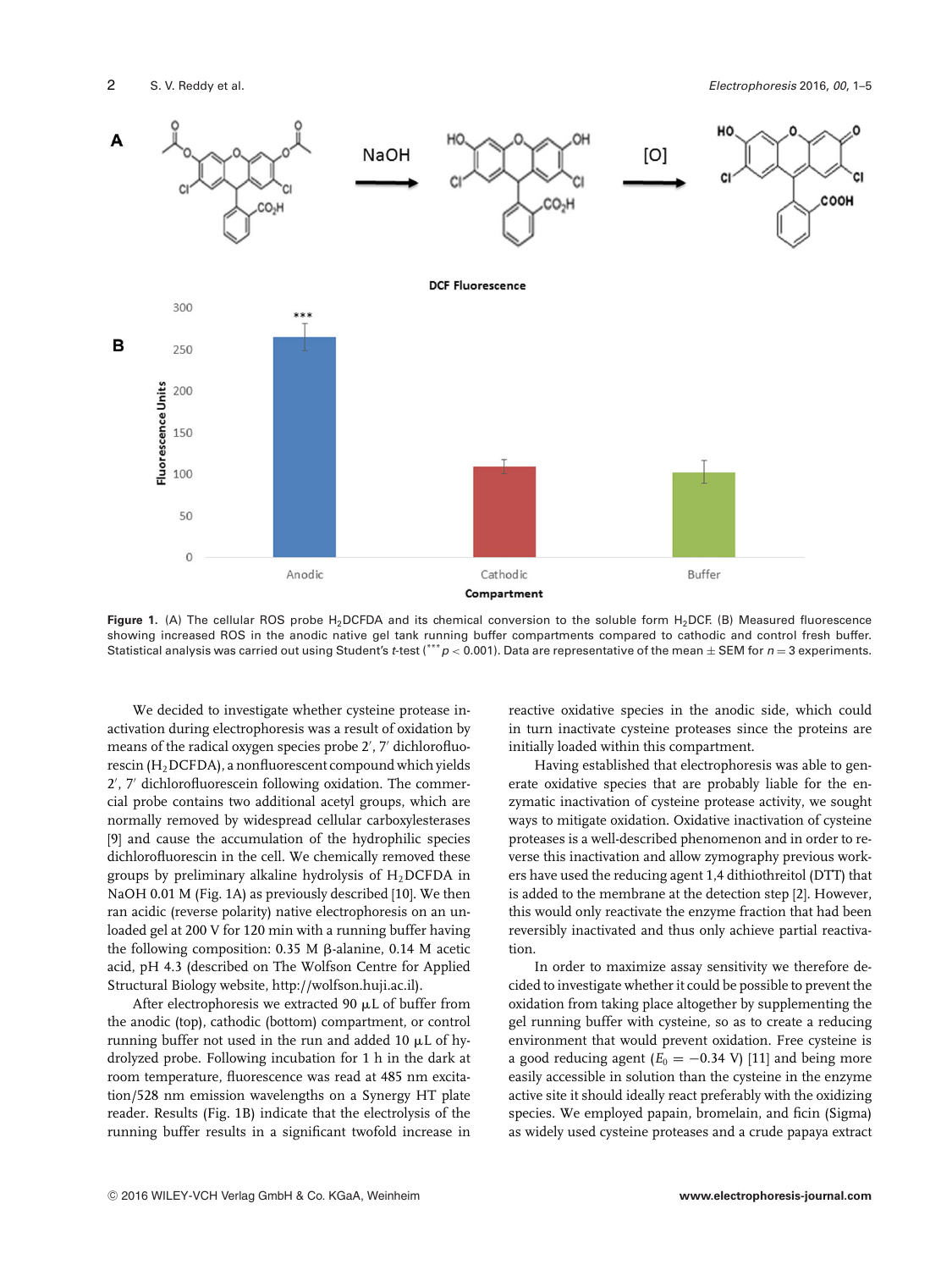Figure 1. (A) The cellular ROS probe $H_2$DCFDA and its chemical conversion to the soluble form $H_2$DCF. (B) Measured fluorescence showing increased ROS in the anodic native gel tank running buffer compartments compared to cathodic and control fresh buffer. Statistical analysis was carried out using Student's *t*-test (*** $p < 0.001$). Data are representative of the mean ± SEM for $n = 3$ experiments.

We decided to investigate whether cysteine protease inactivation during electrophoresis was a result of oxidation by means of the radical oxygen species probe 2′, 7′ dichlorofluorescin ($H_2$DCFDA), a nonfluorescent compound which yields 2′, 7′ dichlorofluorescein following oxidation. The commercial probe contains two additional acetyl groups, which are normally removed by widespread cellular carboxylesterases [9] and cause the accumulation of the hydrophilic species dichlorofluorescin in the cell. We chemically removed these groups by preliminary alkaline hydrolysis of $H_2$DCFDA in NaOH 0.01 M (Fig. 1A) as previously described [10]. We then ran acidic (reverse polarity) native electrophoresis on an unloaded gel at 200 V for 120 min with a running buffer having the following composition: 0.35 M β-alanine, 0.14 M acetic acid, pH 4.3 (described on The Wolfson Centre for Applied Structural Biology website, http://wolfson.huji.ac.il).

After electrophoresis we extracted 90 μL of buffer from the anodic (top), cathodic (bottom) compartment, or control running buffer not used in the run and added 10 μL of hydrolyzed probe. Following incubation for 1 h in the dark at room temperature, fluorescence was read at 485 nm excitation/528 nm emission wavelengths on a Synergy HT plate reader. Results (Fig. 1B) indicate that the electrolysis of the running buffer results in a significant twofold increase in reactive oxidative species in the anodic side, which could in turn inactivate cysteine proteases since the proteins are initially loaded within this compartment.

Having established that electrophoresis was able to generate oxidative species that are probably liable for the enzymatic inactivation of cysteine protease activity, we sought ways to mitigate oxidation. Oxidative inactivation of cysteine proteases is a well-described phenomenon and in order to reverse this inactivation and allow zymography previous workers have used the reducing agent 1,4 dithiothreitol (DTT) that is added to the membrane at the detection step [2]. However, this would only reactivate the enzyme fraction that had been reversibly inactivated and thus only achieve partial reactivation.

In order to maximize assay sensitivity we therefore decided to investigate whether it could be possible to prevent the oxidation from taking place altogether by supplementing the gel running buffer with cysteine, so as to create a reducing environment that would prevent oxidation. Free cysteine is a good reducing agent ($E_0 = -0.34$ V) [11] and being more easily accessible in solution than the cysteine in the enzyme active site it should ideally react preferably with the oxidizing species. We employed papain, bromelain, and ficin (Sigma) as widely used cysteine proteases and a crude papaya extract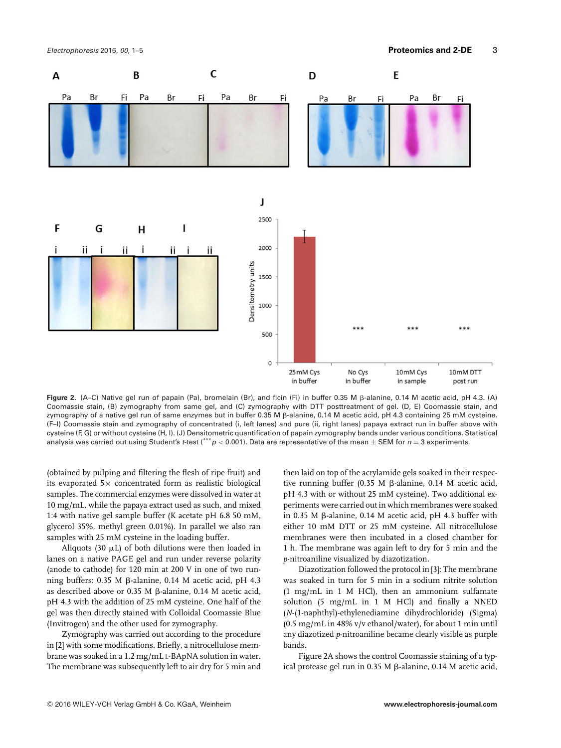**Figure 2.** (A–C) Native gel run of papain (Pa), bromelain (Br), and ficin (Fi) in buffer 0.35 M β-alanine, 0.14 M acetic acid, pH 4.3. (A) Coomassie stain, (B) zymography from same gel, and (C) zymography with DTT posttreatment of gel. (D, E) Coomassie stain, and zymography of a native gel run of same enzymes but in buffer 0.35 M β-alanine, 0.14 M acetic acid, pH 4.3 containing 25 mM cysteine. (F–I) Coomassie stain and zymography of concentrated (i, left lanes) and pure (ii, right lanes) papaya extract run in buffer above with cysteine (F, G) or without cysteine (H, I). (J) Densitometric quantification of papain zymography bands under various conditions. Statistical analysis was carried out using Student's *t*-test (***$p < 0.001$). Data are representative of the mean ± SEM for $n = 3$ experiments.

(obtained by pulping and filtering the flesh of ripe fruit) and its evaporated 5× concentrated form as realistic biological samples. The commercial enzymes were dissolved in water at 10 mg/mL, while the papaya extract used as such, and mixed 1:4 with native gel sample buffer (K acetate pH 6.8 50 mM, glycerol 35%, methyl green 0.01%). In parallel we also ran samples with 25 mM cysteine in the loading buffer.

Aliquots (30 μL) of both dilutions were then loaded in lanes on a native PAGE gel and run under reverse polarity (anode to cathode) for 120 min at 200 V in one of two running buffers: 0.35 M β-alanine, 0.14 M acetic acid, pH 4.3 as described above or 0.35 M β-alanine, 0.14 M acetic acid, pH 4.3 with the addition of 25 mM cysteine. One half of the gel was then directly stained with Colloidal Coomassie Blue (Invitrogen) and the other used for zymography.

Zymography was carried out according to the procedure in [2] with some modifications. Briefly, a nitrocellulose membrane was soaked in a 1.2 mg/mL L-BApNA solution in water. The membrane was subsequently left to air dry for 5 min and then laid on top of the acrylamide gels soaked in their respective running buffer (0.35 M β-alanine, 0.14 M acetic acid, pH 4.3 with or without 25 mM cysteine). Two additional experiments were carried out in which membranes were soaked in 0.35 M β-alanine, 0.14 M acetic acid, pH 4.3 buffer with either 10 mM DTT or 25 mM cysteine. All nitrocellulose membranes were then incubated in a closed chamber for 1 h. The membrane was again left to dry for 5 min and the *p*-nitroaniline visualized by diazotization.

Diazotization followed the protocol in [3]: The membrane was soaked in turn for 5 min in a sodium nitrite solution (1 mg/mL in 1 M HCl), then an ammonium sulfamate solution (5 mg/mL in 1 M HCl) and finally a NNED (*N*-(1-naphthyl)-ethylenediamine dihydrochloride) (Sigma) (0.5 mg/mL in 48% v/v ethanol/water), for about 1 min until any diazotized *p*-nitroaniline became clearly visible as purple bands.

Figure 2A shows the control Coomassie staining of a typical protease gel run in 0.35 M β-alanine, 0.14 M acetic acid,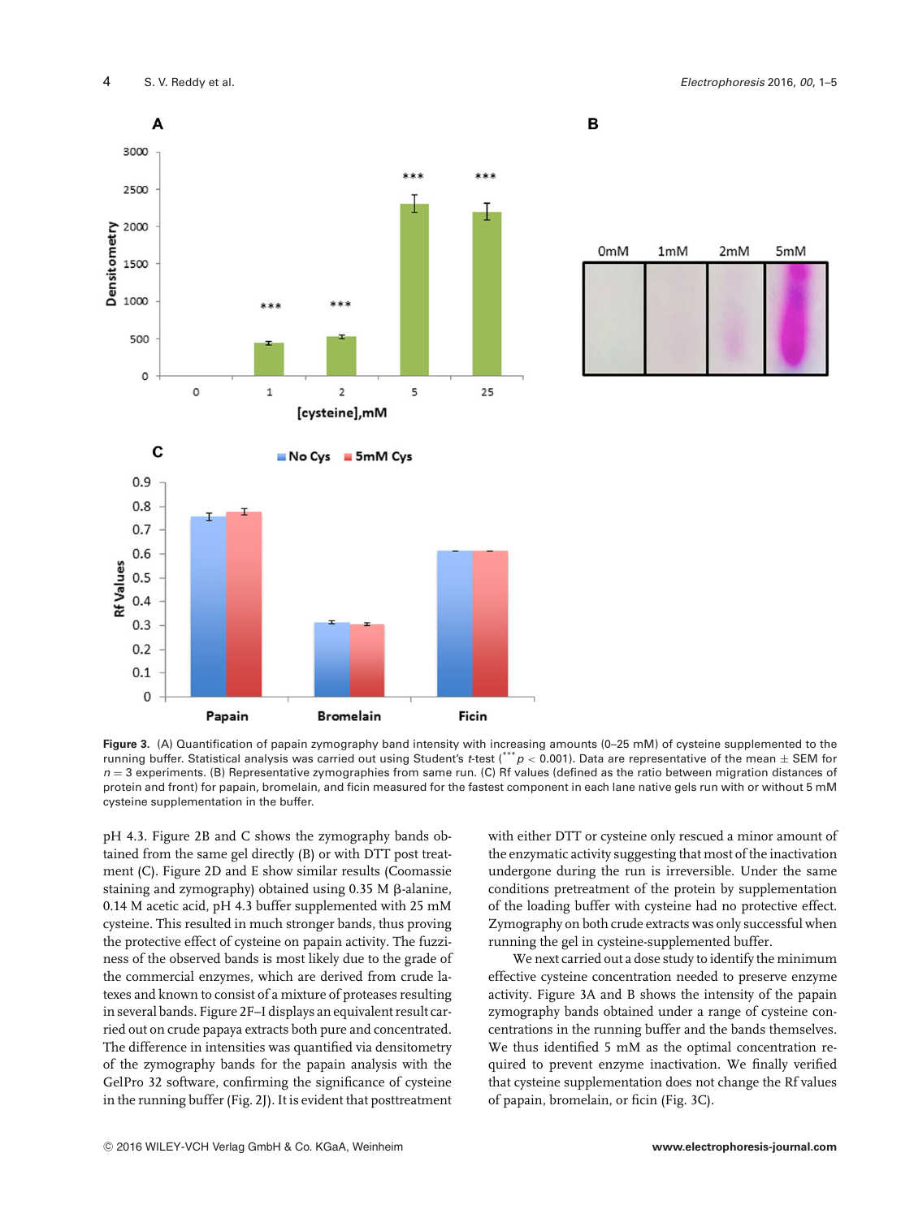**Figure 3.** (A) Quantification of papain zymography band intensity with increasing amounts (0–25 mM) of cysteine supplemented to the running buffer. Statistical analysis was carried out using Student's *t*-test (*** $p < 0.001$). Data are representative of the mean ± SEM for $n = 3$ experiments. (B) Representative zymographies from same run. (C) Rf values (defined as the ratio between migration distances of protein and front) for papain, bromelain, and ficin measured for the fastest component in each lane native gels run with or without 5 mM cysteine supplementation in the buffer.

pH 4.3. Figure 2B and C shows the zymography bands obtained from the same gel directly (B) or with DTT post treatment (C). Figure 2D and E show similar results (Coomassie staining and zymography) obtained using 0.35 M β-alanine, 0.14 M acetic acid, pH 4.3 buffer supplemented with 25 mM cysteine. This resulted in much stronger bands, thus proving the protective effect of cysteine on papain activity. The fuzziness of the observed bands is most likely due to the grade of the commercial enzymes, which are derived from crude latexes and known to consist of a mixture of proteases resulting in several bands. Figure 2F–I displays an equivalent result carried out on crude papaya extracts both pure and concentrated. The difference in intensities was quantified via densitometry of the zymography bands for the papain analysis with the GelPro 32 software, confirming the significance of cysteine in the running buffer (Fig. 2J). It is evident that posttreatment with either DTT or cysteine only rescued a minor amount of the enzymatic activity suggesting that most of the inactivation undergone during the run is irreversible. Under the same conditions pretreatment of the protein by supplementation of the loading buffer with cysteine had no protective effect. Zymography on both crude extracts was only successful when running the gel in cysteine-supplemented buffer.

We next carried out a dose study to identify the minimum effective cysteine concentration needed to preserve enzyme activity. Figure 3A and B shows the intensity of the papain zymography bands obtained under a range of cysteine concentrations in the running buffer and the bands themselves. We thus identified 5 mM as the optimal concentration required to prevent enzyme inactivation. We finally verified that cysteine supplementation does not change the Rf values of papain, bromelain, or ficin (Fig. 3C).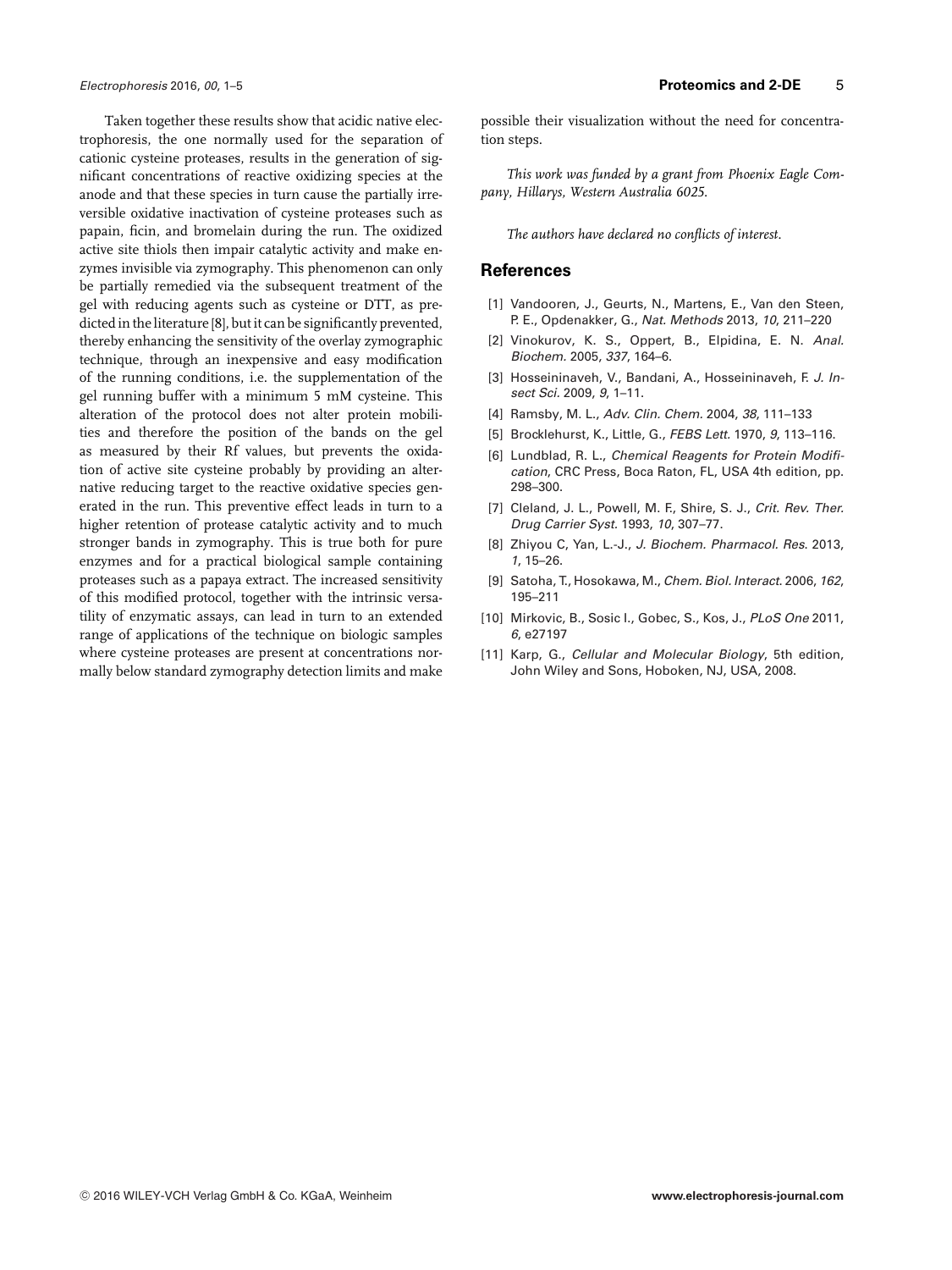Taken together these results show that acidic native electrophoresis, the one normally used for the separation of cationic cysteine proteases, results in the generation of significant concentrations of reactive oxidizing species at the anode and that these species in turn cause the partially irreversible oxidative inactivation of cysteine proteases such as papain, ficin, and bromelain during the run. The oxidized active site thiols then impair catalytic activity and make enzymes invisible via zymography. This phenomenon can only be partially remedied via the subsequent treatment of the gel with reducing agents such as cysteine or DTT, as predicted in the literature [8], but it can be significantly prevented, thereby enhancing the sensitivity of the overlay zymographic technique, through an inexpensive and easy modification of the running conditions, i.e. the supplementation of the gel running buffer with a minimum 5 mM cysteine. This alteration of the protocol does not alter protein mobilities and therefore the position of the bands on the gel as measured by their Rf values, but prevents the oxidation of active site cysteine probably by providing an alternative reducing target to the reactive oxidative species generated in the run. This preventive effect leads in turn to a higher retention of protease catalytic activity and to much stronger bands in zymography. This is true both for pure enzymes and for a practical biological sample containing proteases such as a papaya extract. The increased sensitivity of this modified protocol, together with the intrinsic versatility of enzymatic assays, can lead in turn to an extended range of applications of the technique on biologic samples where cysteine proteases are present at concentrations normally below standard zymography detection limits and make possible their visualization without the need for concentration steps.

*This work was funded by a grant from Phoenix Eagle Company, Hillarys, Western Australia 6025.*

*The authors have declared no conflicts of interest.*

## References

[1] Vandooren, J., Geurts, N., Martens, E., Van den Steen, P. E., Opdenakker, G., *Nat. Methods* 2013, *10*, 211–220

[2] Vinokurov, K. S., Oppert, B., Elpidina, E. N. *Anal. Biochem.* 2005, *337*, 164–6.

[3] Hosseininaveh, V., Bandani, A., Hosseininaveh, F. *J. Insect Sci.* 2009, *9*, 1–11.

[4] Ramsby, M. L., *Adv. Clin. Chem.* 2004, *38*, 111–133

[5] Brocklehurst, K., Little, G., *FEBS Lett.* 1970, *9*, 113–116.

[6] Lundblad, R. L., *Chemical Reagents for Protein Modification*, CRC Press, Boca Raton, FL, USA 4th edition, pp. 298–300.

[7] Cleland, J. L., Powell, M. F., Shire, S. J., *Crit. Rev. Ther. Drug Carrier Syst.* 1993, *10*, 307–77.

[8] Zhiyou C, Yan, L.-J., *J. Biochem. Pharmacol. Res.* 2013, *1*, 15–26.

[9] Satoha, T., Hosokawa, M., *Chem. Biol. Interact.* 2006, *162*, 195–211

[10] Mirkovic, B., Sosic I., Gobec, S., Kos, J., *PLoS One* 2011, *6*, e27197

[11] Karp, G., *Cellular and Molecular Biology*, 5th edition, John Wiley and Sons, Hoboken, NJ, USA, 2008.